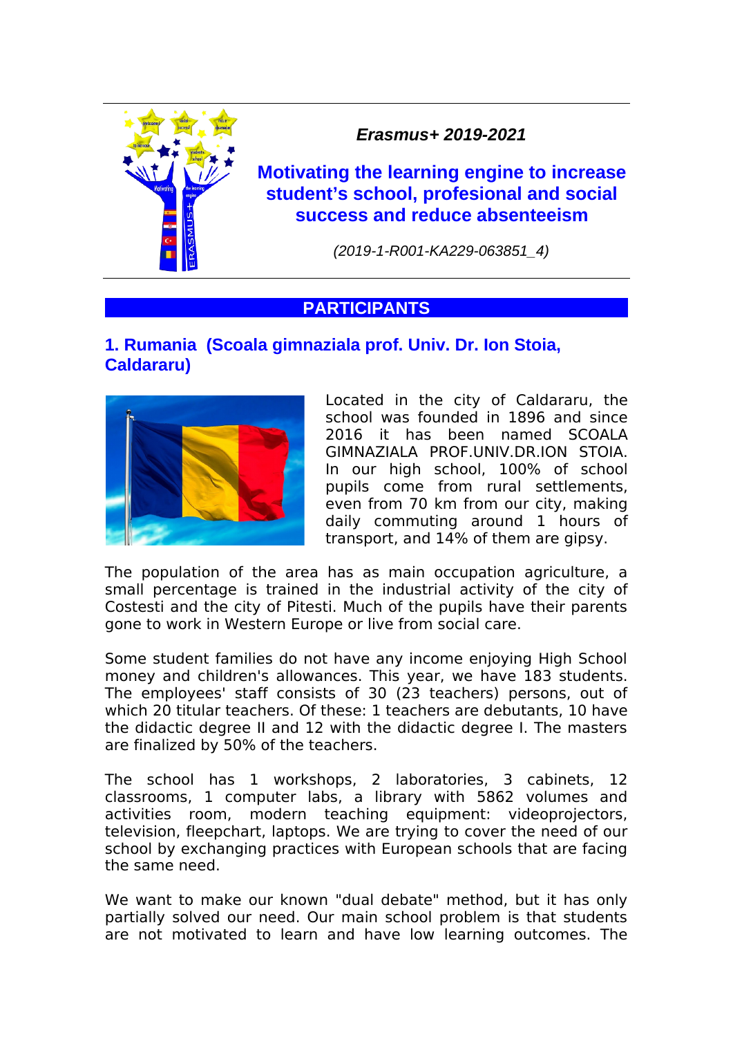*Erasmus+ 2019-2021*

# Motivating the learning engine to increase student's school, profesional and social success and reduce absenteeism

*(2019-1-R001-KA229-063851_4)*

## PARTICIPANTS

### 1. Rumania (Scoala gimnaziala prof. Univ. Dr. Ion Stoia, Caldararu)

Located in the city of Caldararu, the school was founded in 1896 and since 2016 it has been named SCOALA GIMNAZIALA PROF.UNIV.DR.ION STOIA. In our high school, 100% of school pupils come from rural settlements, even from 70 km from our city, making daily commuting around 1 hours of transport, and 14% of them are gipsy.

The population of the area has as main occupation agriculture, a small percentage is trained in the industrial activity of the city of Costesti and the city of Pitesti. Much of the pupils have their parents gone to work in Western Europe or live from social care.

Some student families do not have any income enjoying High School money and children's allowances. This year, we have 183 students. The employees' staff consists of 30 (23 teachers) persons, out of which 20 titular teachers. Of these: 1 teachers are debutants, 10 have the didactic degree II and 12 with the didactic degree I. The masters are finalized by 50% of the teachers.

The school has 1 workshops, 2 laboratories, 3 cabinets, 12 classrooms, 1 computer labs, a library with 5862 volumes and activities room, modern teaching equipment: videoprojectors, television, fleepchart, laptops. We are trying to cover the need of our school by exchanging practices with European schools that are facing the same need.

We want to make our known "dual debate" method, but it has only partially solved our need. Our main school problem is that students are not motivated to learn and have low learning outcomes. The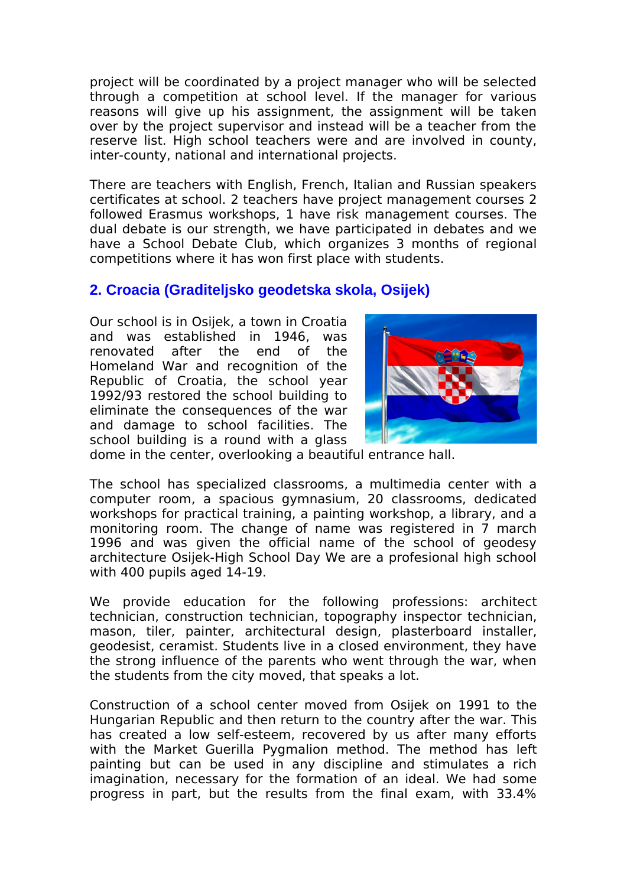project will be coordinated by a project manager who will be selected through a competition at school level. If the manager for various reasons will give up his assignment, the assignment will be taken over by the project supervisor and instead will be a teacher from the reserve list. High school teachers were and are involved in county, inter-county, national and international projects.

There are teachers with English, French, Italian and Russian speakers certificates at school. 2 teachers have project management courses 2 followed Erasmus workshops, 1 have risk management courses. The dual debate is our strength, we have participated in debates and we have a School Debate Club, which organizes 3 months of regional competitions where it has won first place with students.

## 2. Croacia (Graditeljsko geodetska skola, Osijek)

Our school is in Osijek, a town in Croatia and was established in 1946, was renovated after the end of the Homeland War and recognition of the Republic of Croatia, the school year 1992/93 restored the school building to eliminate the consequences of the war and damage to school facilities. The school building is a round with a glass dome in the center, overlooking a beautiful entrance hall.

The school has specialized classrooms, a multimedia center with a computer room, a spacious gymnasium, 20 classrooms, dedicated workshops for practical training, a painting workshop, a library, and a monitoring room. The change of name was registered in 7 march 1996 and was given the official name of the school of geodesy architecture Osijek-High School Day We are a profesional high school with 400 pupils aged 14-19.

We provide education for the following professions: architect technician, construction technician, topography inspector technician, mason, tiler, painter, architectural design, plasterboard installer, geodesist, ceramist. Students live in a closed environment, they have the strong influence of the parents who went through the war, when the students from the city moved, that speaks a lot.

Construction of a school center moved from Osijek on 1991 to the Hungarian Republic and then return to the country after the war. This has created a low self-esteem, recovered by us after many efforts with the Market Guerilla Pygmalion method. The method has left painting but can be used in any discipline and stimulates a rich imagination, necessary for the formation of an ideal. We had some progress in part, but the results from the final exam, with 33.4%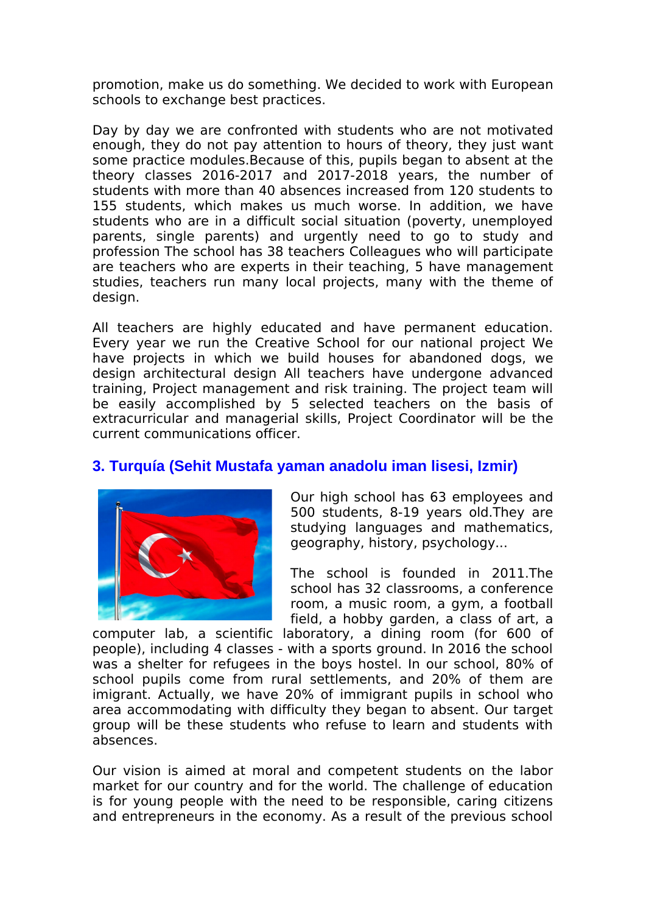promotion, make us do something. We decided to work with European schools to exchange best practices.

Day by day we are confronted with students who are not motivated enough, they do not pay attention to hours of theory, they just want some practice modules.Because of this, pupils began to absent at the theory classes 2016-2017 and 2017-2018 years, the number of students with more than 40 absences increased from 120 students to 155 students, which makes us much worse. In addition, we have students who are in a difficult social situation (poverty, unemployed parents, single parents) and urgently need to go to study and profession The school has 38 teachers Colleagues who will participate are teachers who are experts in their teaching, 5 have management studies, teachers run many local projects, many with the theme of design.

All teachers are highly educated and have permanent education. Every year we run the Creative School for our national project We have projects in which we build houses for abandoned dogs, we design architectural design All teachers have undergone advanced training, Project management and risk training. The project team will be easily accomplished by 5 selected teachers on the basis of extracurricular and managerial skills, Project Coordinator will be the current communications officer.

### 3. Turquía (Sehit Mustafa yaman anadolu iman lisesi, Izmir)

Our high school has 63 employees and 500 students, 8-19 years old.They are studying languages and mathematics, geography, history, psychology...

The school is founded in 2011.The school has 32 classrooms, a conference room, a music room, a gym, a football field, a hobby garden, a class of art, a computer lab, a scientific laboratory, a dining room (for 600 of people), including 4 classes - with a sports ground. In 2016 the school was a shelter for refugees in the boys hostel. In our school, 80% of school pupils come from rural settlements, and 20% of them are imigrant. Actually, we have 20% of immigrant pupils in school who area accommodating with difficulty they began to absent. Our target group will be these students who refuse to learn and students with absences.

Our vision is aimed at moral and competent students on the labor market for our country and for the world. The challenge of education is for young people with the need to be responsible, caring citizens and entrepreneurs in the economy. As a result of the previous school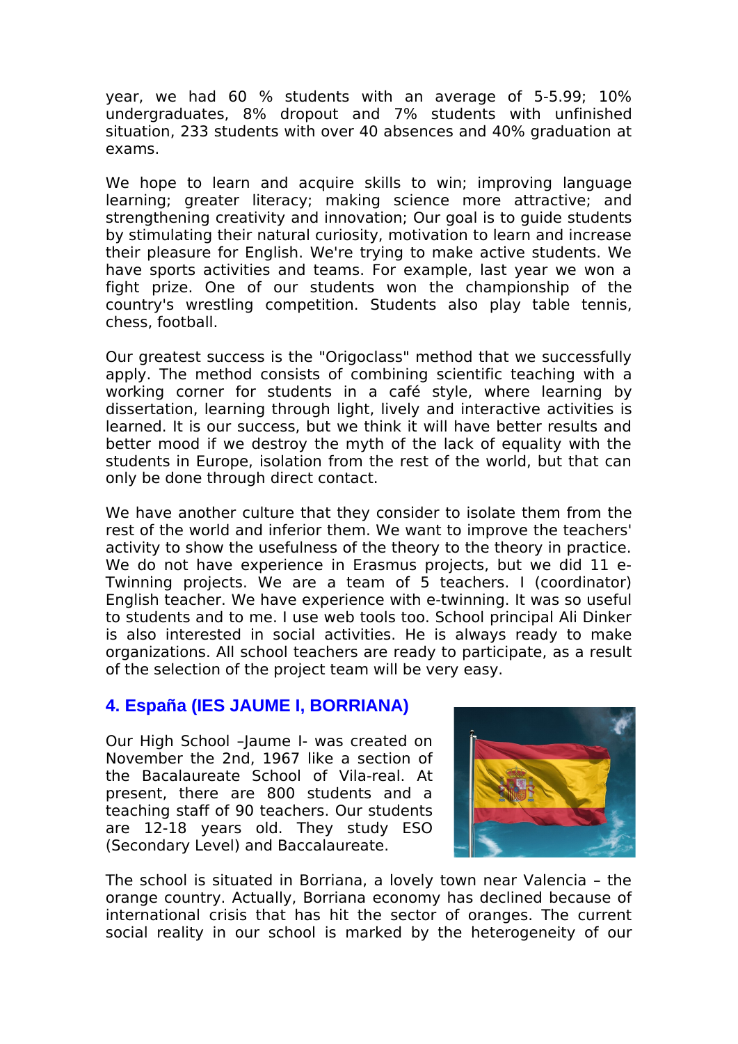year, we had 60 % students with an average of 5-5.99; 10% undergraduates, 8% dropout and 7% students with unfinished situation, 233 students with over 40 absences and 40% graduation at exams.

We hope to learn and acquire skills to win; improving language learning; greater literacy; making science more attractive; and strengthening creativity and innovation; Our goal is to guide students by stimulating their natural curiosity, motivation to learn and increase their pleasure for English. We're trying to make active students. We have sports activities and teams. For example, last year we won a fight prize. One of our students won the championship of the country's wrestling competition. Students also play table tennis, chess, football.

Our greatest success is the "Origoclass" method that we successfully apply. The method consists of combining scientific teaching with a working corner for students in a café style, where learning by dissertation, learning through light, lively and interactive activities is learned. It is our success, but we think it will have better results and better mood if we destroy the myth of the lack of equality with the students in Europe, isolation from the rest of the world, but that can only be done through direct contact.

We have another culture that they consider to isolate them from the rest of the world and inferior them. We want to improve the teachers' activity to show the usefulness of the theory to the theory in practice. We do not have experience in Erasmus projects, but we did 11 e-Twinning projects. We are a team of 5 teachers. I (coordinator) English teacher. We have experience with e-twinning. It was so useful to students and to me. I use web tools too. School principal Ali Dinker is also interested in social activities. He is always ready to make organizations. All school teachers are ready to participate, as a result of the selection of the project team will be very easy.

## 4. España (IES JAUME I, BORRIANA)

Our High School –Jaume I- was created on November the 2nd, 1967 like a section of the Bacalaureate School of Vila-real. At present, there are 800 students and a teaching staff of 90 teachers. Our students are 12-18 years old. They study ESO (Secondary Level) and Baccalaureate.

The school is situated in Borriana, a lovely town near Valencia – the orange country. Actually, Borriana economy has declined because of international crisis that has hit the sector of oranges. The current social reality in our school is marked by the heterogeneity of our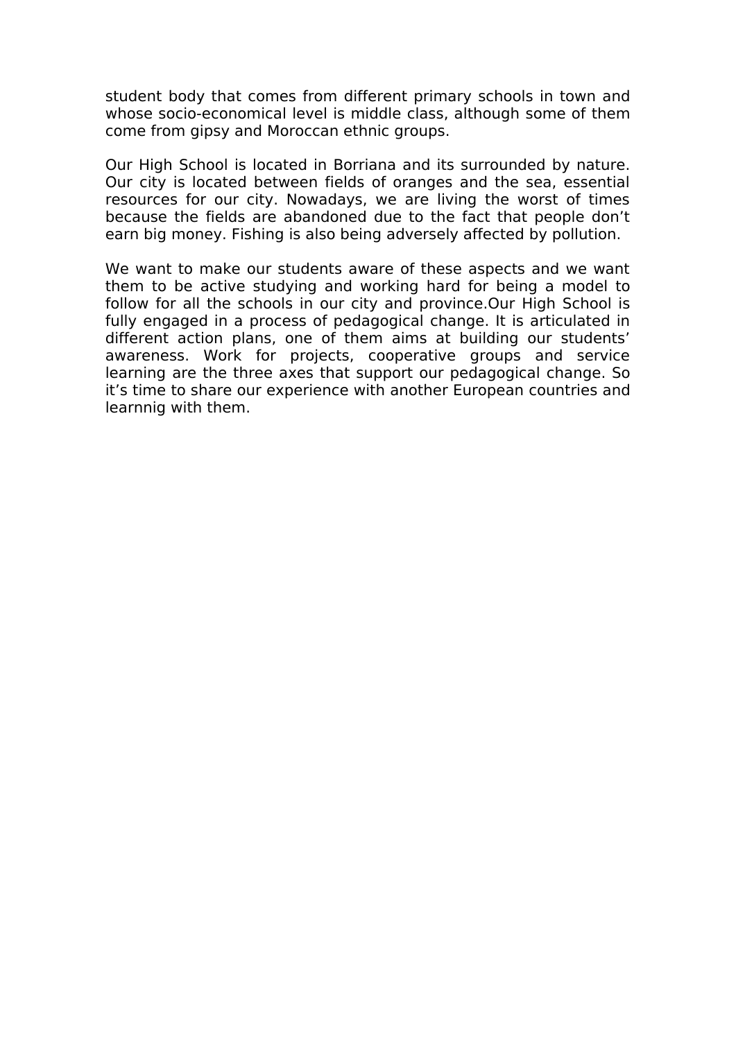student body that comes from different primary schools in town and whose socio-economical level is middle class, although some of them come from gipsy and Moroccan ethnic groups.

Our High School is located in Borriana and its surrounded by nature. Our city is located between fields of oranges and the sea, essential resources for our city. Nowadays, we are living the worst of times because the fields are abandoned due to the fact that people don't earn big money. Fishing is also being adversely affected by pollution.

We want to make our students aware of these aspects and we want them to be active studying and working hard for being a model to follow for all the schools in our city and province.Our High School is fully engaged in a process of pedagogical change. It is articulated in different action plans, one of them aims at building our students' awareness. Work for projects, cooperative groups and service learning are the three axes that support our pedagogical change. So it's time to share our experience with another European countries and learnnig with them.